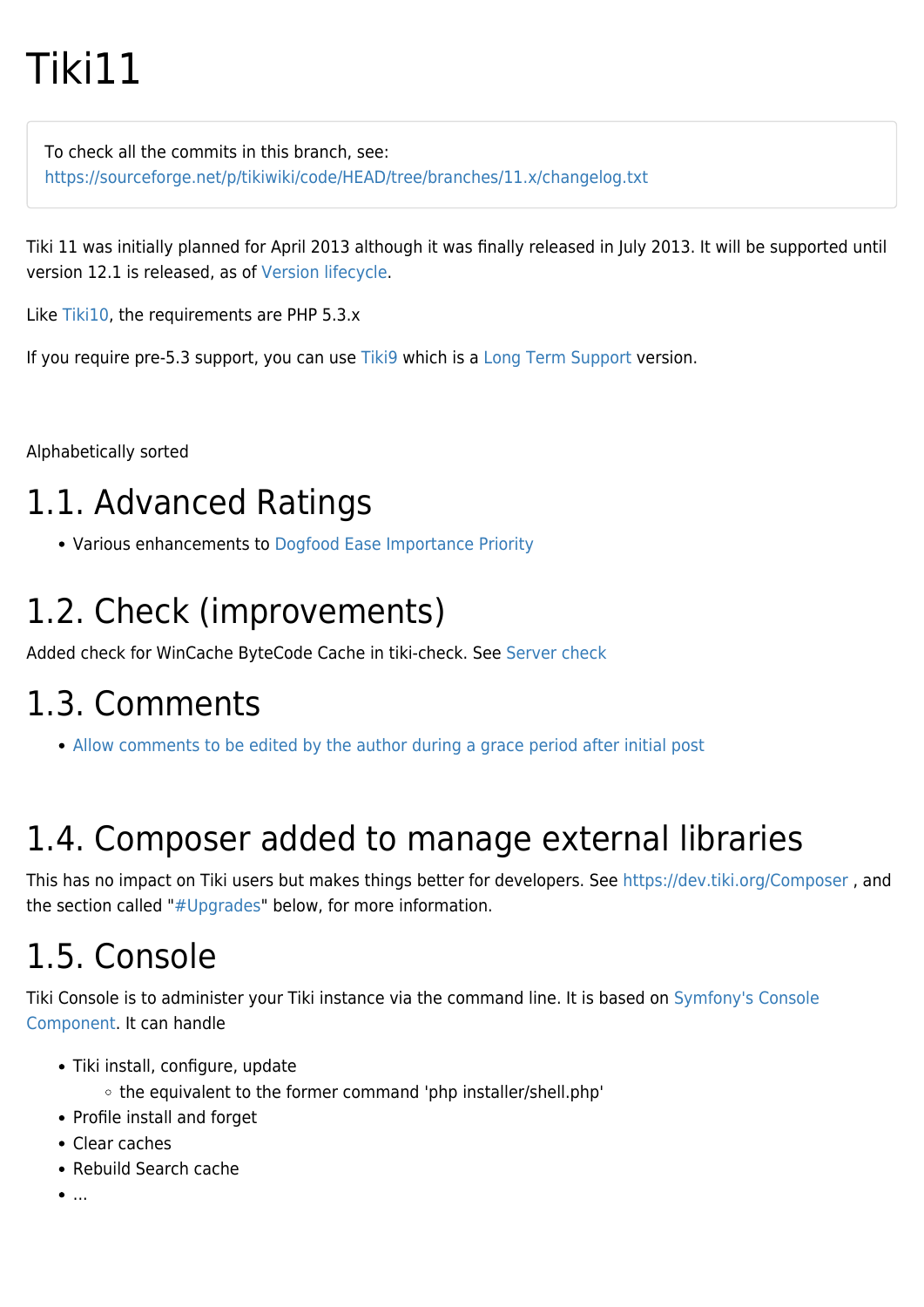# Tiki11

To check all the commits in this branch, see:
https://sourceforge.net/p/tikiwiki/code/HEAD/tree/branches/11.x/changelog.txt

Tiki 11 was initially planned for April 2013 although it was finally released in July 2013. It will be supported until version 12.1 is released, as of Version lifecycle.

Like Tiki10, the requirements are PHP 5.3.x

If you require pre-5.3 support, you can use Tiki9 which is a Long Term Support version.

Alphabetically sorted

## 1.1. Advanced Ratings

- Various enhancements to Dogfood Ease Importance Priority

## 1.2. Check (improvements)

Added check for WinCache ByteCode Cache in tiki-check. See Server check

## 1.3. Comments

- Allow comments to be edited by the author during a grace period after initial post

## 1.4. Composer added to manage external libraries

This has no impact on Tiki users but makes things better for developers. See https://dev.tiki.org/Composer , and the section called "#Upgrades" below, for more information.

## 1.5. Console

Tiki Console is to administer your Tiki instance via the command line. It is based on Symfony's Console Component. It can handle

- Tiki install, configure, update
  - the equivalent to the former command 'php installer/shell.php'
- Profile install and forget
- Clear caches
- Rebuild Search cache
- ...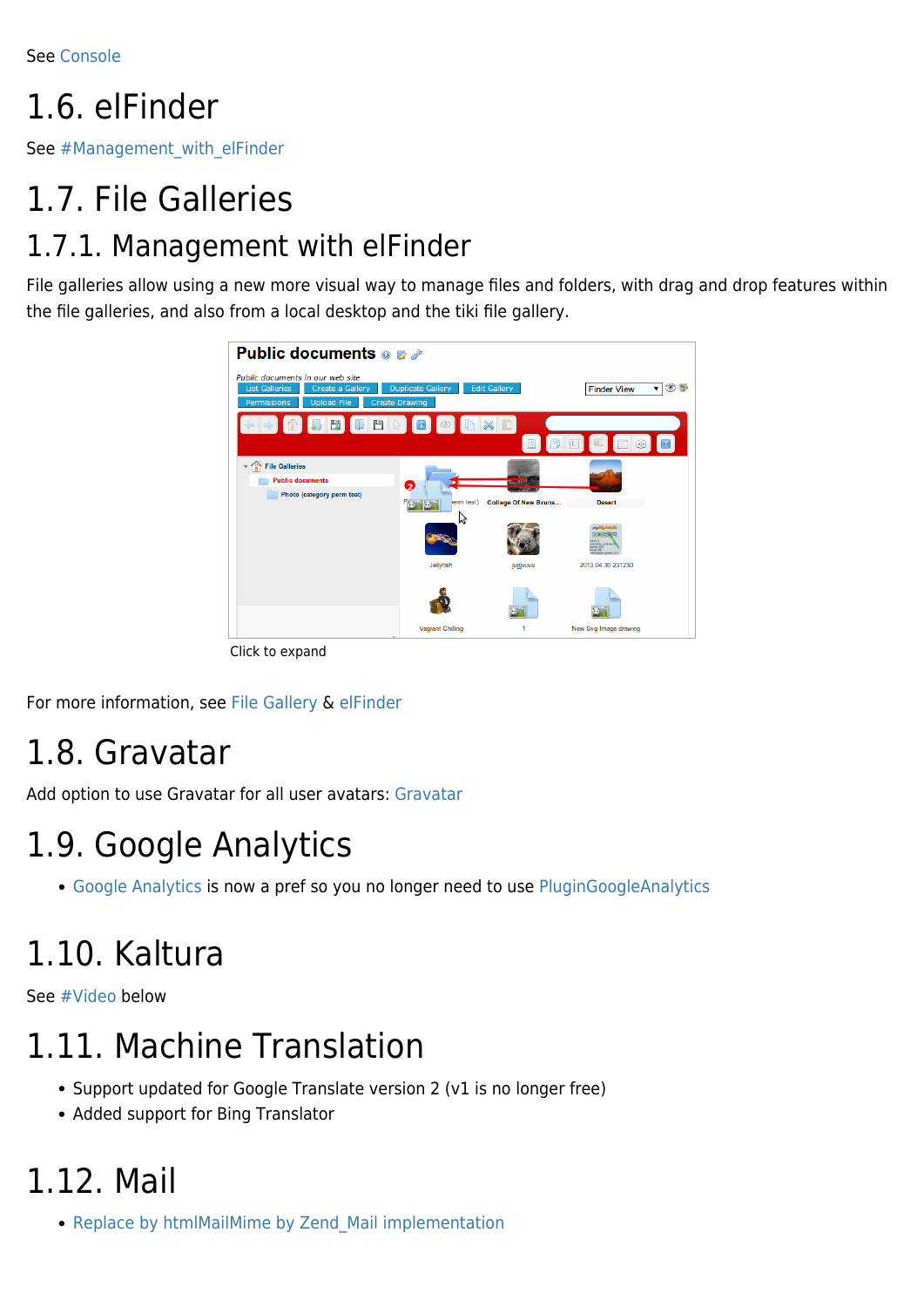See Console

# 1.6. elFinder

See #Management_with_elFinder

# 1.7. File Galleries

## 1.7.1. Management with elFinder

File galleries allow using a new more visual way to manage files and folders, with drag and drop features within the file galleries, and also from a local desktop and the tiki file gallery.

Click to expand

For more information, see File Gallery & elFinder

# 1.8. Gravatar

Add option to use Gravatar for all user avatars: Gravatar

# 1.9. Google Analytics

- Google Analytics is now a pref so you no longer need to use PluginGoogleAnalytics

# 1.10. Kaltura

See #Video below

# 1.11. Machine Translation

- Support updated for Google Translate version 2 (v1 is no longer free)
- Added support for Bing Translator

# 1.12. Mail

- Replace by htmlMailMime by Zend_Mail implementation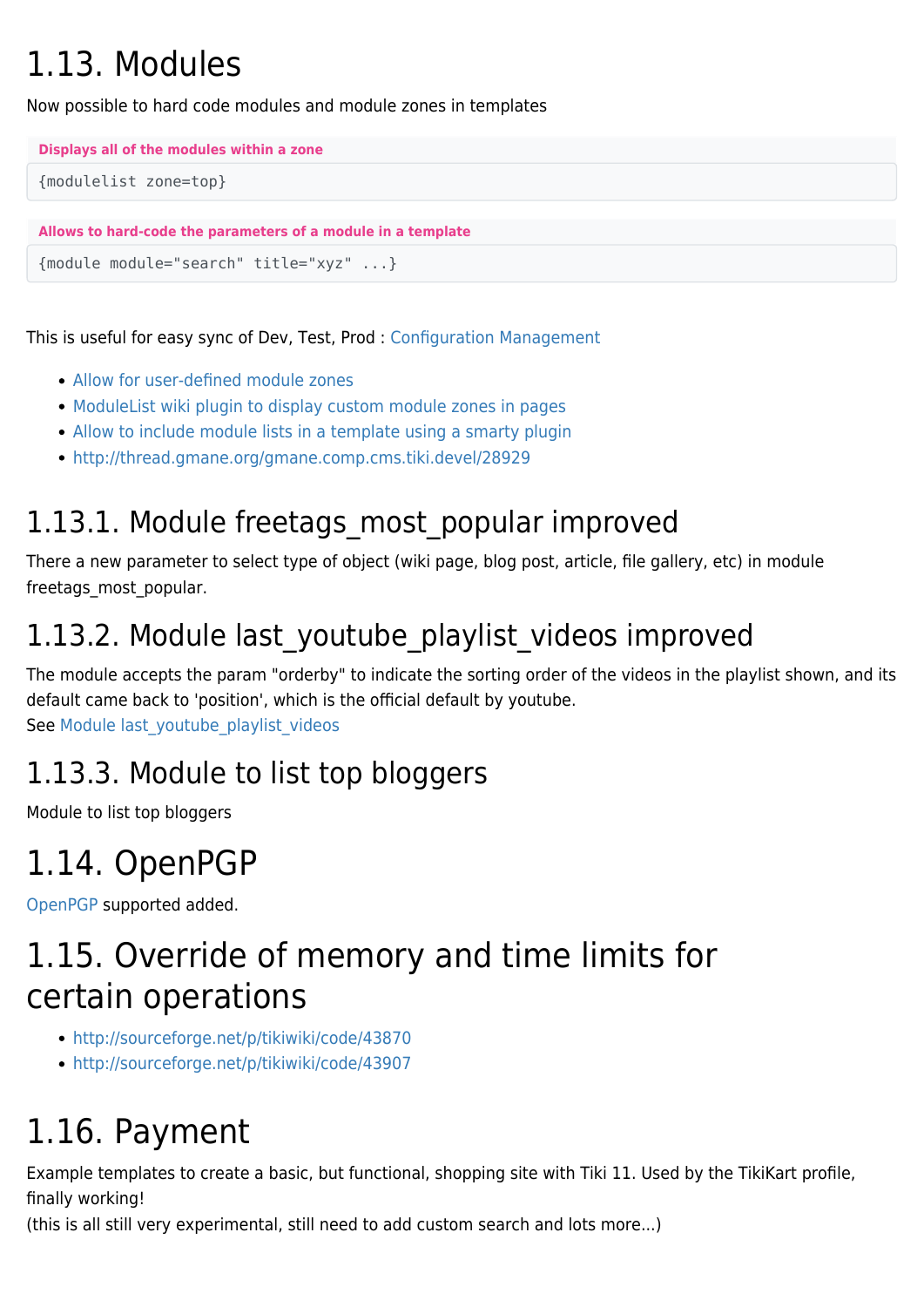# 1.13. Modules

Now possible to hard code modules and module zones in templates

**Displays all of the modules within a zone**

```
{modulelist zone=top}
```

**Allows to hard-code the parameters of a module in a template**

```
{module module="search" title="xyz" ...}
```

This is useful for easy sync of Dev, Test, Prod : Configuration Management

- Allow for user-defined module zones
- ModuleList wiki plugin to display custom module zones in pages
- Allow to include module lists in a template using a smarty plugin
- http://thread.gmane.org/gmane.comp.cms.tiki.devel/28929

## 1.13.1. Module freetags_most_popular improved

There a new parameter to select type of object (wiki page, blog post, article, file gallery, etc) in module freetags_most_popular.

## 1.13.2. Module last_youtube_playlist_videos improved

The module accepts the param "orderby" to indicate the sorting order of the videos in the playlist shown, and its default came back to 'position', which is the official default by youtube.
See Module last_youtube_playlist_videos

## 1.13.3. Module to list top bloggers

Module to list top bloggers

# 1.14. OpenPGP

OpenPGP supported added.

# 1.15. Override of memory and time limits for certain operations

- http://sourceforge.net/p/tikiwiki/code/43870
- http://sourceforge.net/p/tikiwiki/code/43907

# 1.16. Payment

Example templates to create a basic, but functional, shopping site with Tiki 11. Used by the TikiKart profile, finally working!
(this is all still very experimental, still need to add custom search and lots more...)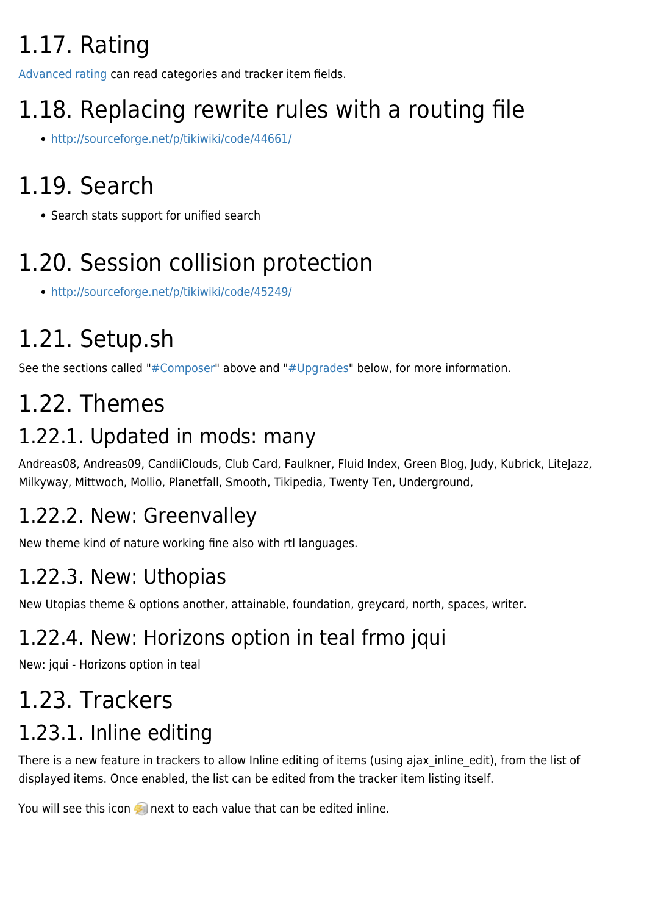# 1.17. Rating

Advanced rating can read categories and tracker item fields.

# 1.18. Replacing rewrite rules with a routing file

- http://sourceforge.net/p/tikiwiki/code/44661/

# 1.19. Search

- Search stats support for unified search

# 1.20. Session collision protection

- http://sourceforge.net/p/tikiwiki/code/45249/

# 1.21. Setup.sh

See the sections called "#Composer" above and "#Upgrades" below, for more information.

# 1.22. Themes

## 1.22.1. Updated in mods: many

Andreas08, Andreas09, CandiiClouds, Club Card, Faulkner, Fluid Index, Green Blog, Judy, Kubrick, LiteJazz, Milkyway, Mittwoch, Mollio, Planetfall, Smooth, Tikipedia, Twenty Ten, Underground,

## 1.22.2. New: Greenvalley

New theme kind of nature working fine also with rtl languages.

## 1.22.3. New: Uthopias

New Utopias theme & options another, attainable, foundation, greycard, north, spaces, writer.

## 1.22.4. New: Horizons option in teal frmo jqui

New: jqui - Horizons option in teal

# 1.23. Trackers

## 1.23.1. Inline editing

There is a new feature in trackers to allow Inline editing of items (using ajax_inline_edit), from the list of displayed items. Once enabled, the list can be edited from the tracker item listing itself.

You will see this icon next to each value that can be edited inline.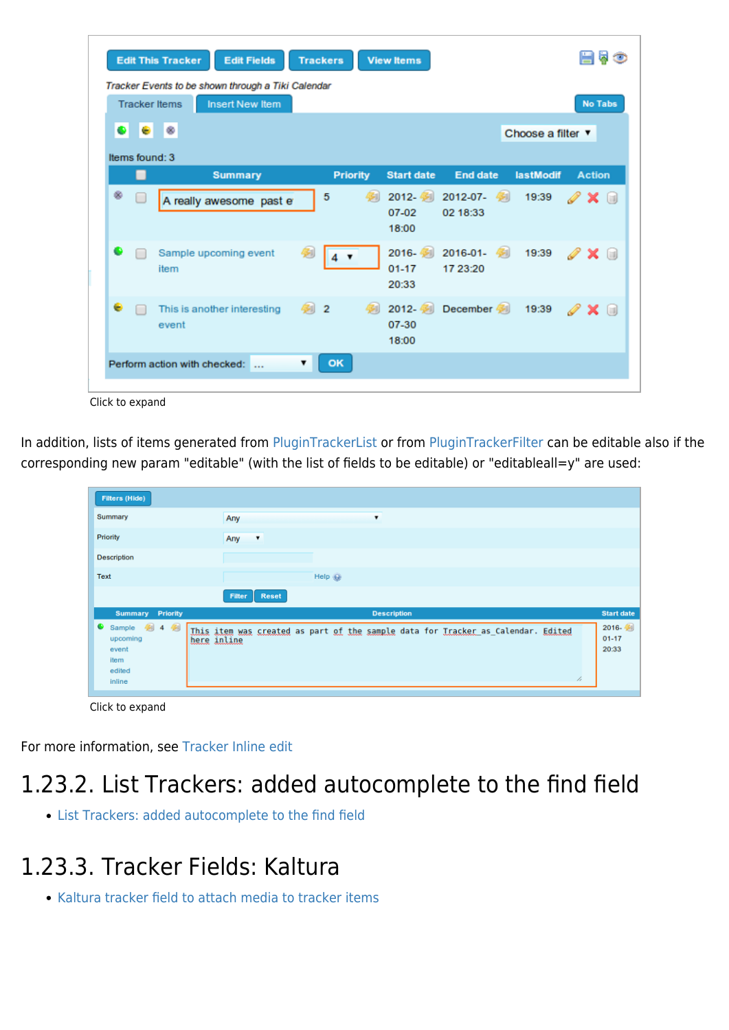Click to expand

In addition, lists of items generated from PluginTrackerList or from PluginTrackerFilter can be editable also if the corresponding new param "editable" (with the list of fields to be editable) or "editableall=y" are used:

Click to expand

For more information, see Tracker Inline edit

## 1.23.2. List Trackers: added autocomplete to the find field

- List Trackers: added autocomplete to the find field

## 1.23.3. Tracker Fields: Kaltura

- Kaltura tracker field to attach media to tracker items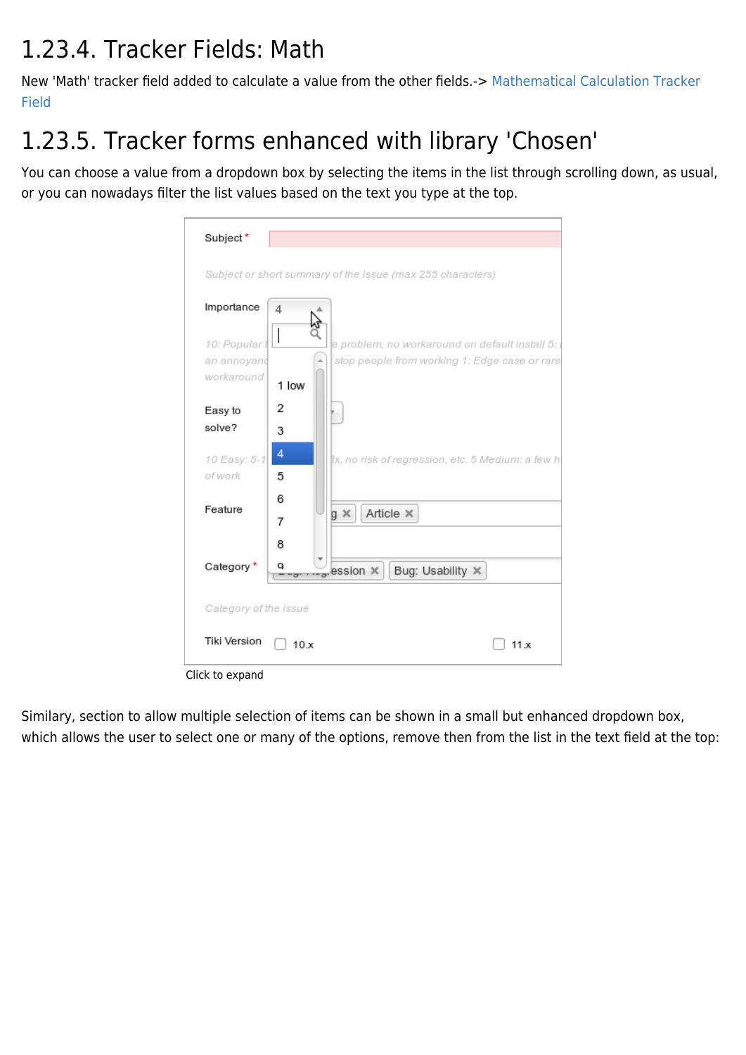## 1.23.4. Tracker Fields: Math

New 'Math' tracker field added to calculate a value from the other fields.-> Mathematical Calculation Tracker Field

## 1.23.5. Tracker forms enhanced with library 'Chosen'

You can choose a value from a dropdown box by selecting the items in the list through scrolling down, as usual, or you can nowadays filter the list values based on the text you type at the top.

Click to expand

Similary, section to allow multiple selection of items can be shown in a small but enhanced dropdown box, which allows the user to select one or many of the options, remove then from the list in the text field at the top: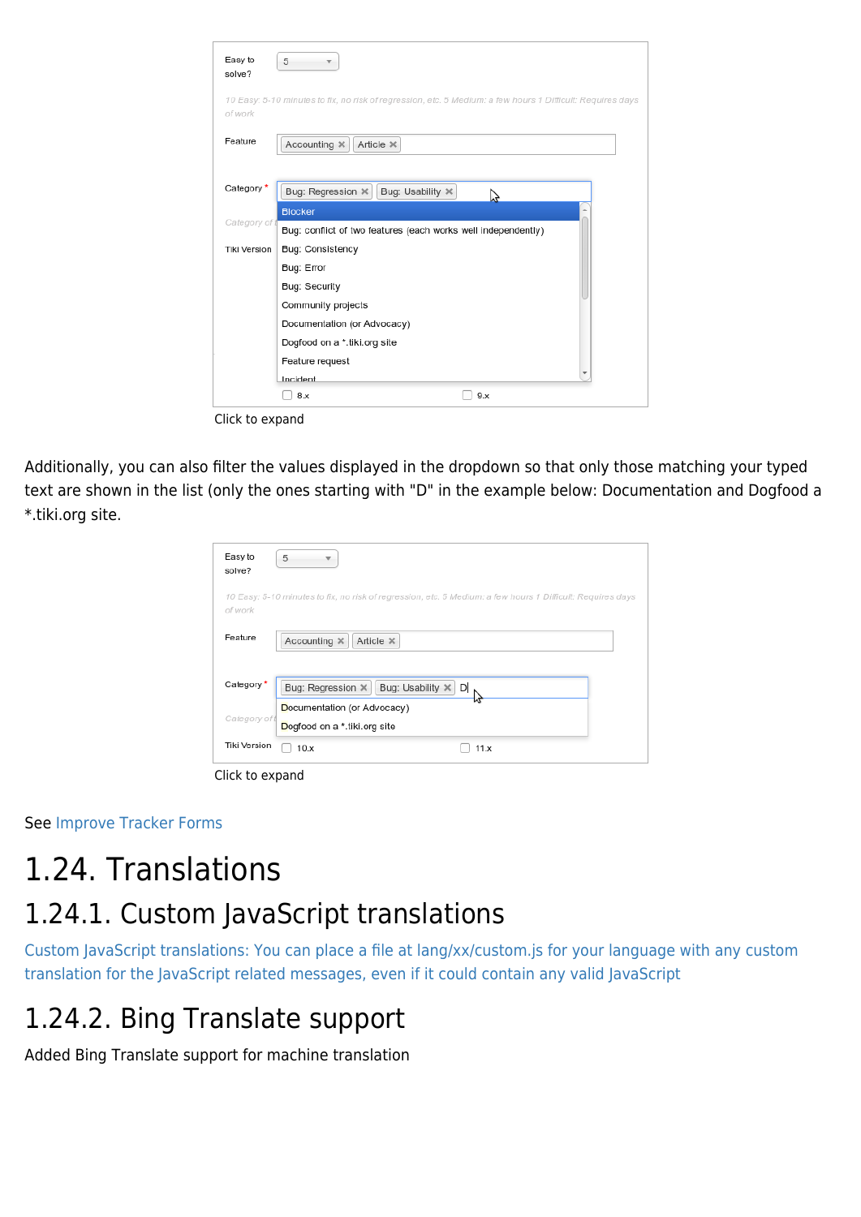Click to expand

Additionally, you can also filter the values displayed in the dropdown so that only those matching your typed text are shown in the list (only the ones starting with "D" in the example below: Documentation and Dogfood a *.tiki.org site.

Click to expand

See Improve Tracker Forms

# 1.24. Translations

## 1.24.1. Custom JavaScript translations

Custom JavaScript translations: You can place a file at lang/xx/custom.js for your language with any custom translation for the JavaScript related messages, even if it could contain any valid JavaScript

## 1.24.2. Bing Translate support

Added Bing Translate support for machine translation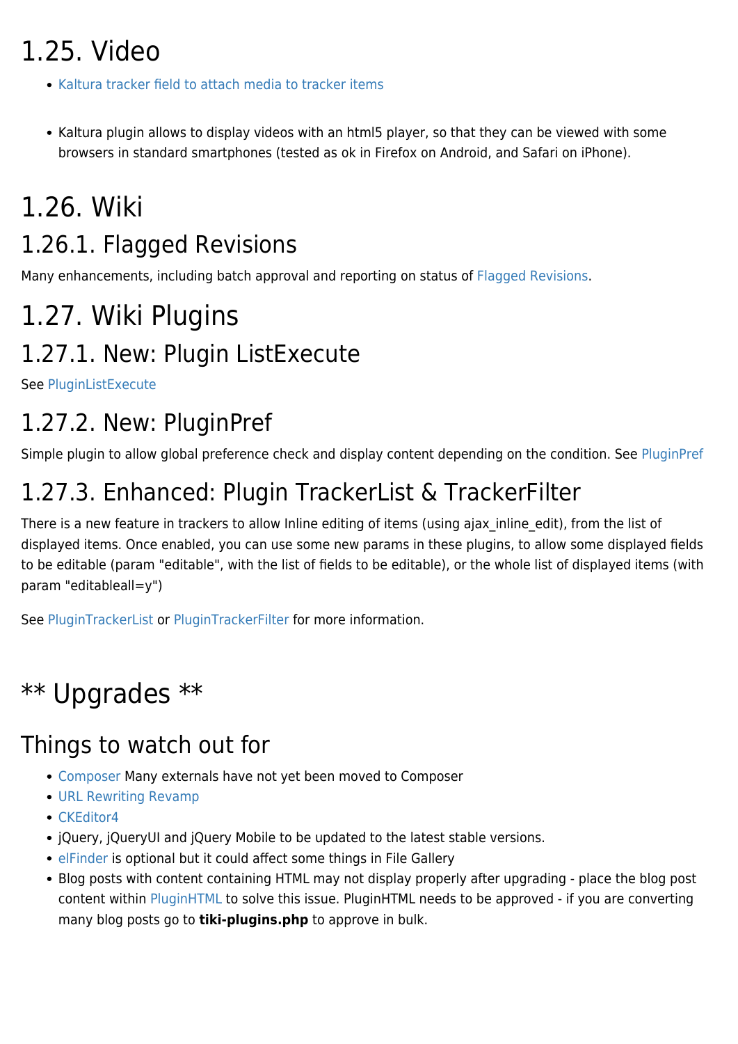# 1.25. Video

- Kaltura tracker field to attach media to tracker items

- Kaltura plugin allows to display videos with an html5 player, so that they can be viewed with some browsers in standard smartphones (tested as ok in Firefox on Android, and Safari on iPhone).

# 1.26. Wiki

## 1.26.1. Flagged Revisions

Many enhancements, including batch approval and reporting on status of Flagged Revisions.

# 1.27. Wiki Plugins

## 1.27.1. New: Plugin ListExecute

See PluginListExecute

## 1.27.2. New: PluginPref

Simple plugin to allow global preference check and display content depending on the condition. See PluginPref

## 1.27.3. Enhanced: Plugin TrackerList & TrackerFilter

There is a new feature in trackers to allow Inline editing of items (using ajax_inline_edit), from the list of displayed items. Once enabled, you can use some new params in these plugins, to allow some displayed fields to be editable (param "editable", with the list of fields to be editable), or the whole list of displayed items (with param "editableall=y")

See PluginTrackerList or PluginTrackerFilter for more information.

# ** Upgrades **

## Things to watch out for

- Composer Many externals have not yet been moved to Composer
- URL Rewriting Revamp
- CKEditor4
- jQuery, jQueryUI and jQuery Mobile to be updated to the latest stable versions.
- elFinder is optional but it could affect some things in File Gallery
- Blog posts with content containing HTML may not display properly after upgrading - place the blog post content within PluginHTML to solve this issue. PluginHTML needs to be approved - if you are converting many blog posts go to **tiki-plugins.php** to approve in bulk.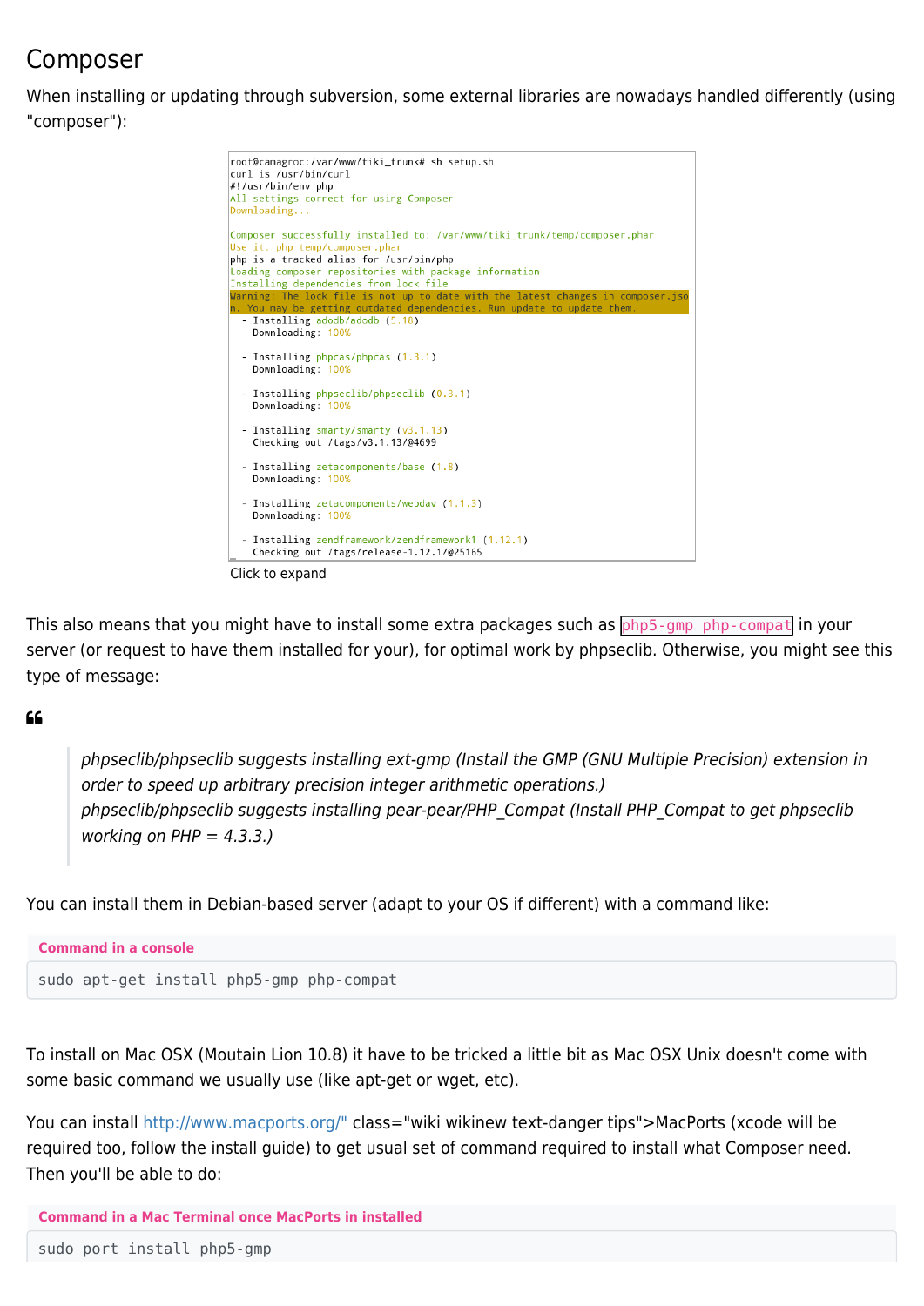## Composer

When installing or updating through subversion, some external libraries are nowadays handled differently (using "composer"):

```
root@camagroc:/var/www/tiki_trunk# sh setup.sh
curl is /usr/bin/curl
#!/usr/bin/env php
All settings correct for using Composer
Downloading...

Composer successfully installed to: /var/www/tiki_trunk/temp/composer.phar
Use it: php temp/composer.phar
php is a tracked alias for /usr/bin/php
Loading composer repositories with package information
Installing dependencies from lock file
Warning: The lock file is not up to date with the latest changes in composer.json. You may be getting outdated dependencies. Run update to update them.
  - Installing adodb/adodb (5.18)
    Downloading: 100%

  - Installing phpcas/phpcas (1.3.1)
    Downloading: 100%

  - Installing phpseclib/phpseclib (0.3.1)
    Downloading: 100%

  - Installing smarty/smarty (v3.1.13)
    Checking out /tags/v3.1.13/@4699

  - Installing zetacomponents/base (1.8)
    Downloading: 100%

  - Installing zetacomponents/webdav (1.1.3)
    Downloading: 100%

  - Installing zendframework/zendframework1 (1.12.1)
    Checking out /tags/release-1.12.1/@25165
```

Click to expand

This also means that you might have to install some extra packages such as `php5-gmp php-compat` in your server (or request to have them installed for your), for optimal work by phpseclib. Otherwise, you might see this type of message:

> *phpseclib/phpseclib suggests installing ext-gmp (Install the GMP (GNU Multiple Precision) extension in order to speed up arbitrary precision integer arithmetic operations.)*
> *phpseclib/phpseclib suggests installing pear-pear/PHP_Compat (Install PHP_Compat to get phpseclib working on PHP = 4.3.3.)*

You can install them in Debian-based server (adapt to your OS if different) with a command like:

**Command in a console**

```
sudo apt-get install php5-gmp php-compat
```

To install on Mac OSX (Moutain Lion 10.8) it have to be tricked a little bit as Mac OSX Unix doesn't come with some basic command we usually use (like apt-get or wget, etc).

You can install http://www.macports.org/" class="wiki wikinew text-danger tips">MacPorts (xcode will be required too, follow the install guide) to get usual set of command required to install what Composer need. Then you'll be able to do:

**Command in a Mac Terminal once MacPorts in installed**

```
sudo port install php5-gmp
```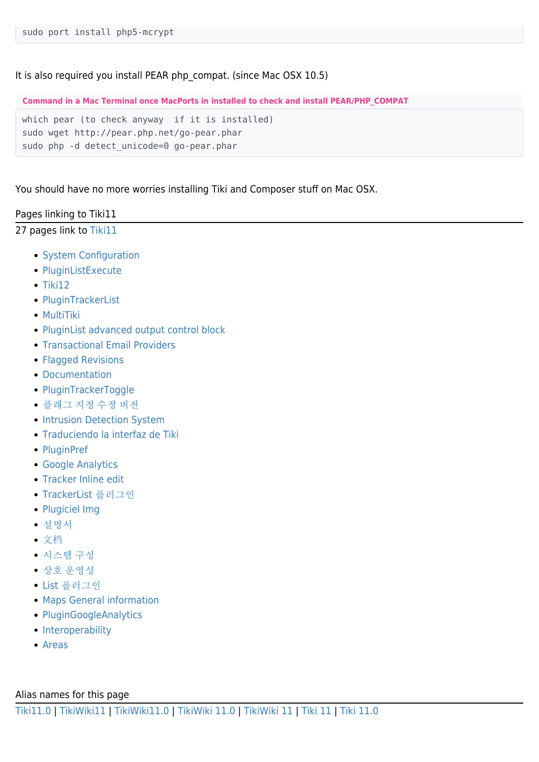```
sudo port install php5-mcrypt
```

It is also required you install PEAR php_compat. (since Mac OSX 10.5)

**Command in a Mac Terminal once MacPorts in installed to check and install PEAR/PHP_COMPAT**

```
which pear (to check anyway  if it is installed)
sudo wget http://pear.php.net/go-pear.phar
sudo php -d detect_unicode=0 go-pear.phar
```

You should have no more worries installing Tiki and Composer stuff on Mac OSX.

## Pages linking to Tiki11

27 pages link to Tiki11

- System Configuration
- PluginListExecute
- Tiki12
- PluginTrackerList
- MultiTiki
- PluginList advanced output control block
- Transactional Email Providers
- Flagged Revisions
- Documentation
- PluginTrackerToggle
- 플래그 지정 수정 버전
- Intrusion Detection System
- Traduciendo la interfaz de Tiki
- PluginPref
- Google Analytics
- Tracker Inline edit
- TrackerList 플러그인
- Plugiciel Img
- 설명서
- 文档
- 시스템 구성
- 상호 운영성
- List 플러그인
- Maps General information
- PluginGoogleAnalytics
- Interoperability
- Areas

## Alias names for this page

Tiki11.0 | TikiWiki11 | TikiWiki11.0 | TikiWiki 11.0 | TikiWiki 11 | Tiki 11 | Tiki 11.0